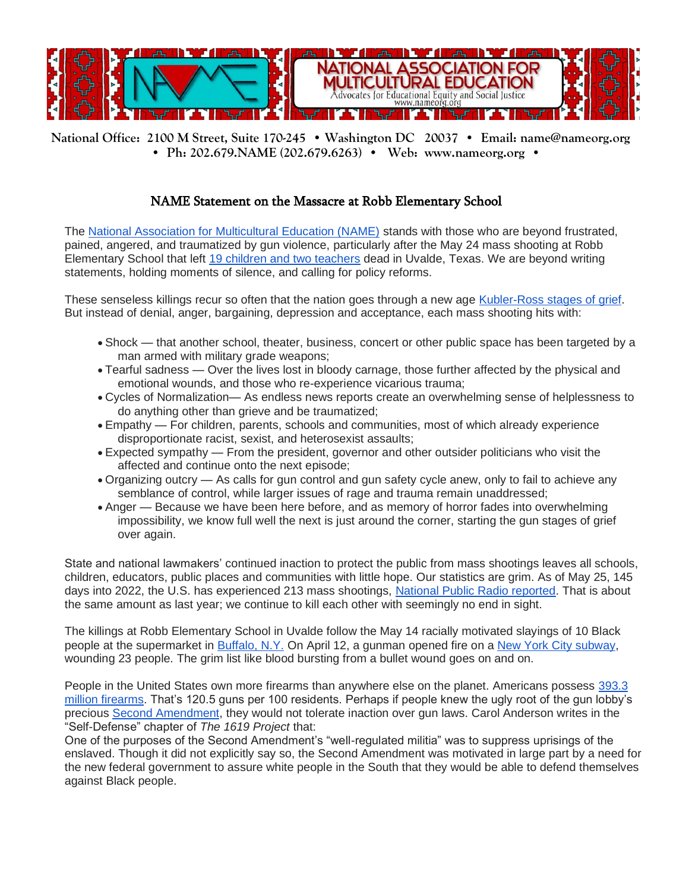# NATIONAL ASSOCIATION FOR MULTICULTURAL EDUCATION

Advocates for Educational Equity and Social Justice
www.nameorg.org

**National Office: 2100 M Street, Suite 170-245 • Washington DC 20037 • Email: name@nameorg.org • Ph: 202.679.NAME (202.679.6263) • Web: www.nameorg.org •**

## NAME Statement on the Massacre at Robb Elementary School

The National Association for Multicultural Education (NAME) stands with those who are beyond frustrated, pained, angered, and traumatized by gun violence, particularly after the May 24 mass shooting at Robb Elementary School that left 19 children and two teachers dead in Uvalde, Texas. We are beyond writing statements, holding moments of silence, and calling for policy reforms.

These senseless killings recur so often that the nation goes through a new age Kubler-Ross stages of grief. But instead of denial, anger, bargaining, depression and acceptance, each mass shooting hits with:

- Shock — that another school, theater, business, concert or other public space has been targeted by a man armed with military grade weapons;
- Tearful sadness — Over the lives lost in bloody carnage, those further affected by the physical and emotional wounds, and those who re-experience vicarious trauma;
- Cycles of Normalization— As endless news reports create an overwhelming sense of helplessness to do anything other than grieve and be traumatized;
- Empathy — For children, parents, schools and communities, most of which already experience disproportionate racist, sexist, and heterosexist assaults;
- Expected sympathy — From the president, governor and other outsider politicians who visit the affected and continue onto the next episode;
- Organizing outcry — As calls for gun control and gun safety cycle anew, only to fail to achieve any semblance of control, while larger issues of rage and trauma remain unaddressed;
- Anger — Because we have been here before, and as memory of horror fades into overwhelming impossibility, we know full well the next is just around the corner, starting the gun stages of grief over again.

State and national lawmakers' continued inaction to protect the public from mass shootings leaves all schools, children, educators, public places and communities with little hope. Our statistics are grim. As of May 25, 145 days into 2022, the U.S. has experienced 213 mass shootings, National Public Radio reported. That is about the same amount as last year; we continue to kill each other with seemingly no end in sight.

The killings at Robb Elementary School in Uvalde follow the May 14 racially motivated slayings of 10 Black people at the supermarket in Buffalo, N.Y. On April 12, a gunman opened fire on a New York City subway, wounding 23 people. The grim list like blood bursting from a bullet wound goes on and on.

People in the United States own more firearms than anywhere else on the planet. Americans possess 393.3 million firearms. That's 120.5 guns per 100 residents. Perhaps if people knew the ugly root of the gun lobby's precious Second Amendment, they would not tolerate inaction over gun laws. Carol Anderson writes in the "Self-Defense" chapter of *The 1619 Project* that:

One of the purposes of the Second Amendment's "well-regulated militia" was to suppress uprisings of the enslaved. Though it did not explicitly say so, the Second Amendment was motivated in large part by a need for the new federal government to assure white people in the South that they would be able to defend themselves against Black people.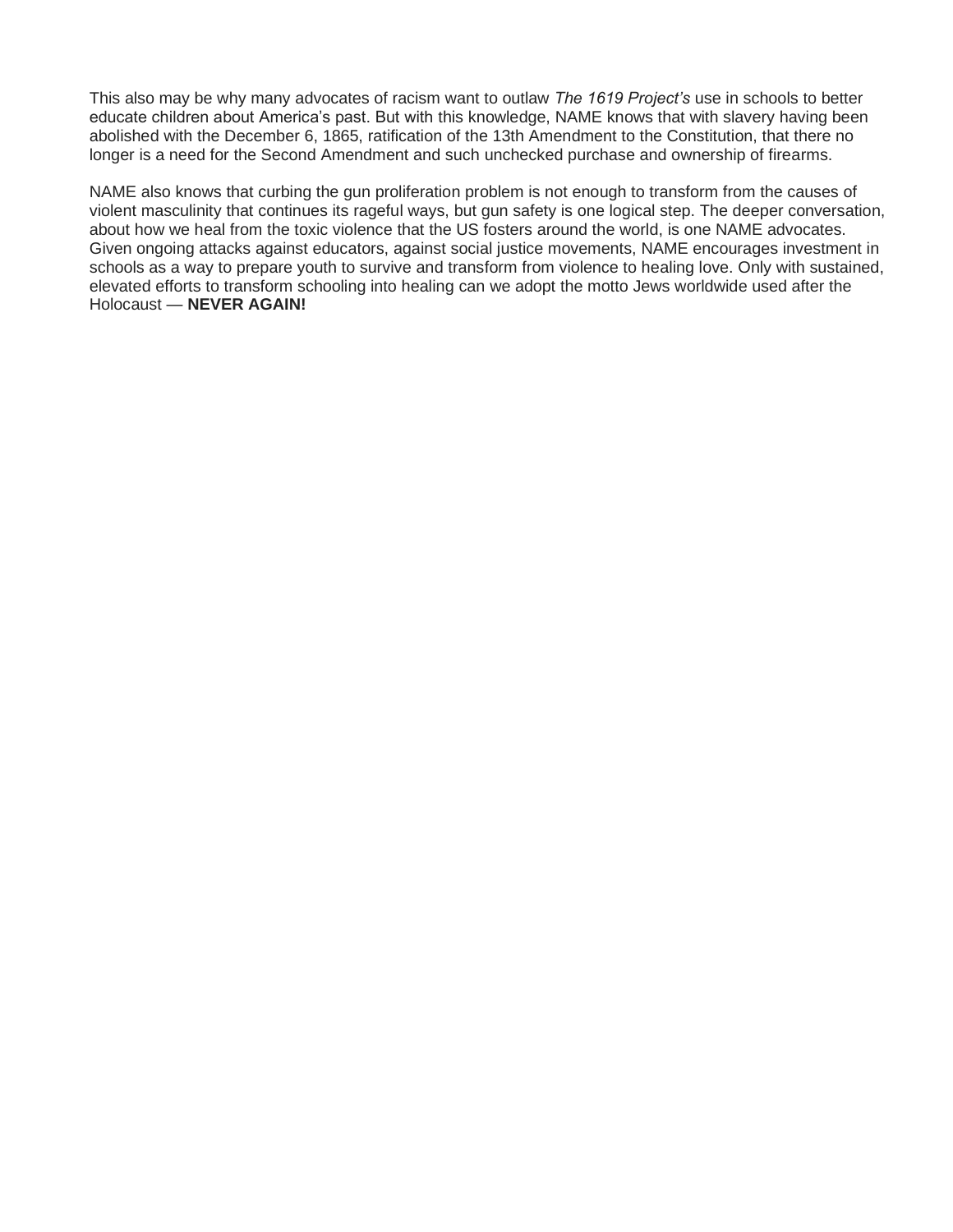This also may be why many advocates of racism want to outlaw *The 1619 Project's* use in schools to better educate children about America's past. But with this knowledge, NAME knows that with slavery having been abolished with the December 6, 1865, ratification of the 13th Amendment to the Constitution, that there no longer is a need for the Second Amendment and such unchecked purchase and ownership of firearms.

NAME also knows that curbing the gun proliferation problem is not enough to transform from the causes of violent masculinity that continues its rageful ways, but gun safety is one logical step. The deeper conversation, about how we heal from the toxic violence that the US fosters around the world, is one NAME advocates. Given ongoing attacks against educators, against social justice movements, NAME encourages investment in schools as a way to prepare youth to survive and transform from violence to healing love. Only with sustained, elevated efforts to transform schooling into healing can we adopt the motto Jews worldwide used after the Holocaust — **NEVER AGAIN!**